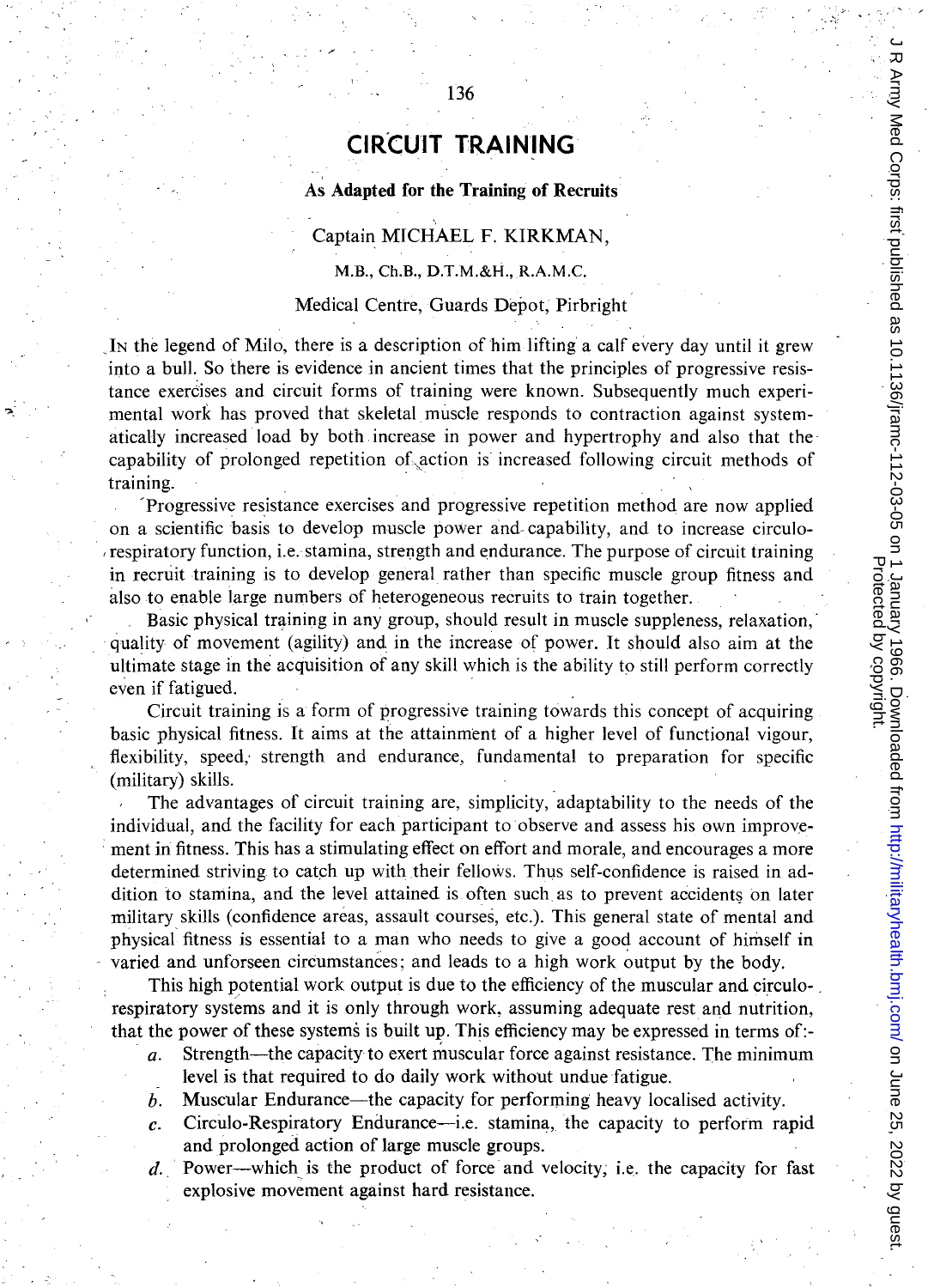# CIRCUIT TRAINING

### As Adapted for the Training of Recruits

Captain MICHAEL F. KIRKMAN,

M.B., Ch.B., D.T.M.&H., R.A.M.C.

Medical Centre, Guards Depot, Pirbright

IN the legend of Milo, there is a description of him lifting a calf every day until it grew into a bull. So there is evidence in ancient times that the principles of progressive resistance exercises and circuit forms of training were known. Subsequently much experimental work has proved that skeletal muscle responds to contraction against systematically increased load by both increase in power and hypertrophy and also that the capability of prolonged repetition of action is increased following circuit methods of training.

Progressive resistance exercises and progressive repetition method are now applied on a scientific basis to develop muscle power and capability, and to increase circulo-respiratory function, i.e. stamina, strength and endurance. The purpose of circuit training in recruit training is to develop general rather than specific muscle group fitness and also to enable large numbers of heterogeneous recruits to train together.

Basic physical training in any group, should result in muscle suppleness, relaxation, quality of movement (agility) and in the increase of power. It should also aim at the ultimate stage in the acquisition of any skill which is the ability to still perform correctly even if fatigued.

Circuit training is a form of progressive training towards this concept of acquiring basic physical fitness. It aims at the attainment of a higher level of functional vigour, flexibility, speed, strength and endurance, fundamental to preparation for specific (military) skills.

The advantages of circuit training are, simplicity, adaptability to the needs of the individual, and the facility for each participant to observe and assess his own improvement in fitness. This has a stimulating effect on effort and morale, and encourages a more determined striving to catch up with their fellows. Thus self-confidence is raised in addition to stamina, and the level attained is often such as to prevent accidents on later military skills (confidence areas, assault courses, etc.). This general state of mental and physical fitness is essential to a man who needs to give a good account of himself in varied and unforseen circumstances; and leads to a high work output by the body.

This high potential work output is due to the efficiency of the muscular and circulo-respiratory systems and it is only through work, assuming adequate rest and nutrition, that the power of these systems is built up. This efficiency may be expressed in terms of:-

*a.* Strength—the capacity to exert muscular force against resistance. The minimum level is that required to do daily work without undue fatigue.

*b.* Muscular Endurance—the capacity for performing heavy localised activity.

*c.* Circulo-Respiratory Endurance—i.e. stamina, the capacity to perform rapid and prolonged action of large muscle groups.

*d.* Power—which is the product of force and velocity, i.e. the capacity for fast explosive movement against hard resistance.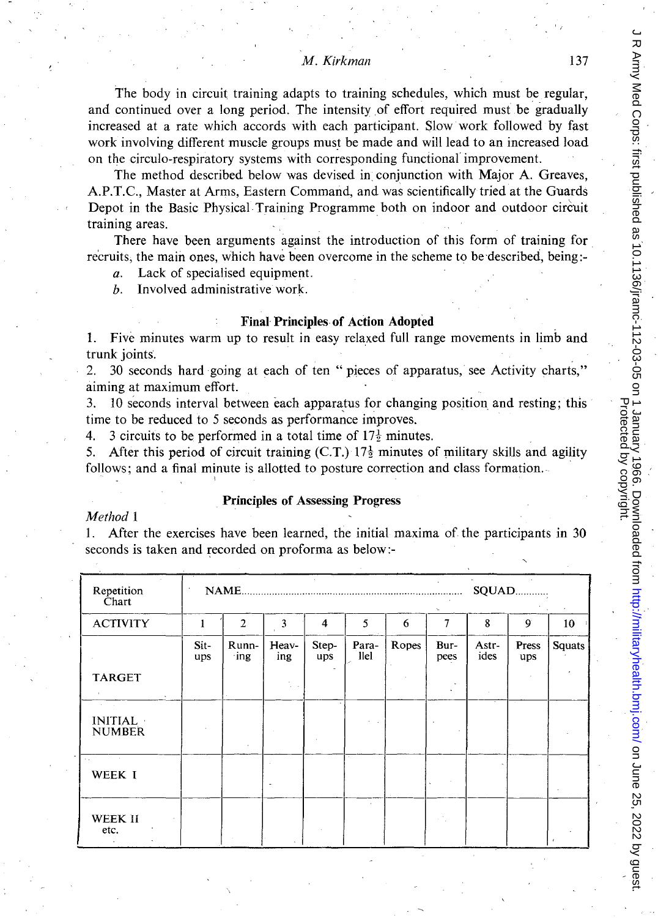The body in circuit training adapts to training schedules, which must be regular, and continued over a long period. The intensity of effort required must be gradually increased at a rate which accords with each participant. Slow work followed by fast work involving different muscle groups must be made and will lead to an increased load on the circulo-respiratory systems with corresponding functional improvement.

The method described below was devised in conjunction with Major A. Greaves, A.P.T.C., Master at Arms, Eastern Command, and was scientifically tried at the Guards Depot in the Basic Physical Training Programme both on indoor and outdoor circuit training areas.

There have been arguments against the introduction of this form of training for recruits, the main ones, which have been overcome in the scheme to be described, being:-

*a.* Lack of specialised equipment.

*b.* Involved administrative work.

### Final Principles of Action Adopted

1. Five minutes warm up to result in easy relaxed full range movements in limb and trunk joints.
2. 30 seconds hard going at each of ten " pieces of apparatus, see Activity charts," aiming at maximum effort.
3. 10 seconds interval between each apparatus for changing position and resting; this time to be reduced to 5 seconds as performance improves.
4. 3 circuits to be performed in a total time of 17½ minutes.
5. After this period of circuit training (C.T.) 17½ minutes of military skills and agility follows; and a final minute is allotted to posture correction and class formation.

### Principles of Assessing Progress

*Method* 1

1. After the exercises have been learned, the initial maxima of the participants in 30 seconds is taken and recorded on proforma as below:-

| Repetition Chart | NAME.................................................... | | | | | | SQUAD........... | | | |
|---|---|---|---|---|---|---|---|---|---|---|
| ACTIVITY | 1 | 2 | 3 | 4 | 5 | 6 | 7 | 8 | 9 | 10 |
| TARGET | Sit-ups | Running | Heaving | Step-ups | Parallel | Ropes | Burpees | Astrides | Press ups | Squats |
| INITIAL NUMBER | | | | | | | | | | |
| WEEK I | | | | | | | | | | |
| WEEK II etc. | | | | | | | | | | |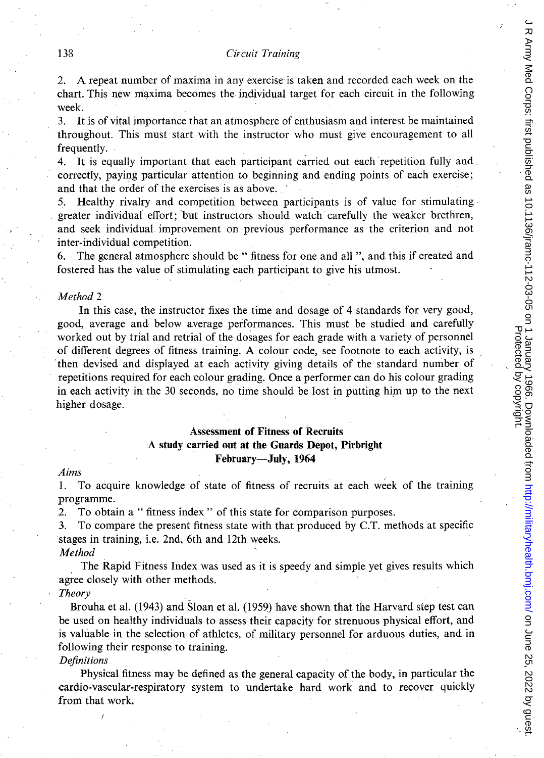2. A repeat number of maxima in any exercise is taken and recorded each week on the chart. This new maxima becomes the individual target for each circuit in the following week.

3. It is of vital importance that an atmosphere of enthusiasm and interest be maintained throughout. This must start with the instructor who must give encouragement to all frequently.

4. It is equally important that each participant carried out each repetition fully and correctly, paying particular attention to beginning and ending points of each exercise; and that the order of the exercises is as above.

5. Healthy rivalry and competition between participants is of value for stimulating greater individual effort; but instructors should watch carefully the weaker brethren, and seek individual improvement on previous performance as the criterion and not inter-individual competition.

6. The general atmosphere should be " fitness for one and all ", and this if created and fostered has the value of stimulating each participant to give his utmost.

*Method* 2

In this case, the instructor fixes the time and dosage of 4 standards for very good, good, average and below average performances. This must be studied and carefully worked out by trial and retrial of the dosages for each grade with a variety of personnel of different degrees of fitness training. A colour code, see footnote to each activity, is then devised and displayed at each activity giving details of the standard number of repetitions required for each colour grading. Once a performer can do his colour grading in each activity in the 30 seconds, no time should be lost in putting him up to the next higher dosage.

## Assessment of Fitness of Recruits
### A study carried out at the Guards Depot, Pirbright
### February—July, 1964

*Aims*

1. To acquire knowledge of state of fitness of recruits at each week of the training programme.
2. To obtain a " fitness index " of this state for comparison purposes.
3. To compare the present fitness state with that produced by C.T. methods at specific stages in training, i.e. 2nd, 6th and 12th weeks.

*Method*

The Rapid Fitness Index was used as it is speedy and simple yet gives results which agree closely with other methods.

*Theory*

Brouha et al. (1943) and Sloan et al. (1959) have shown that the Harvard step test can be used on healthy individuals to assess their capacity for strenuous physical effort, and is valuable in the selection of athletes, of military personnel for arduous duties, and in following their response to training.

*Definitions*

Physical fitness may be defined as the general capacity of the body, in particular the cardio-vascular-respiratory system to undertake hard work and to recover quickly from that work.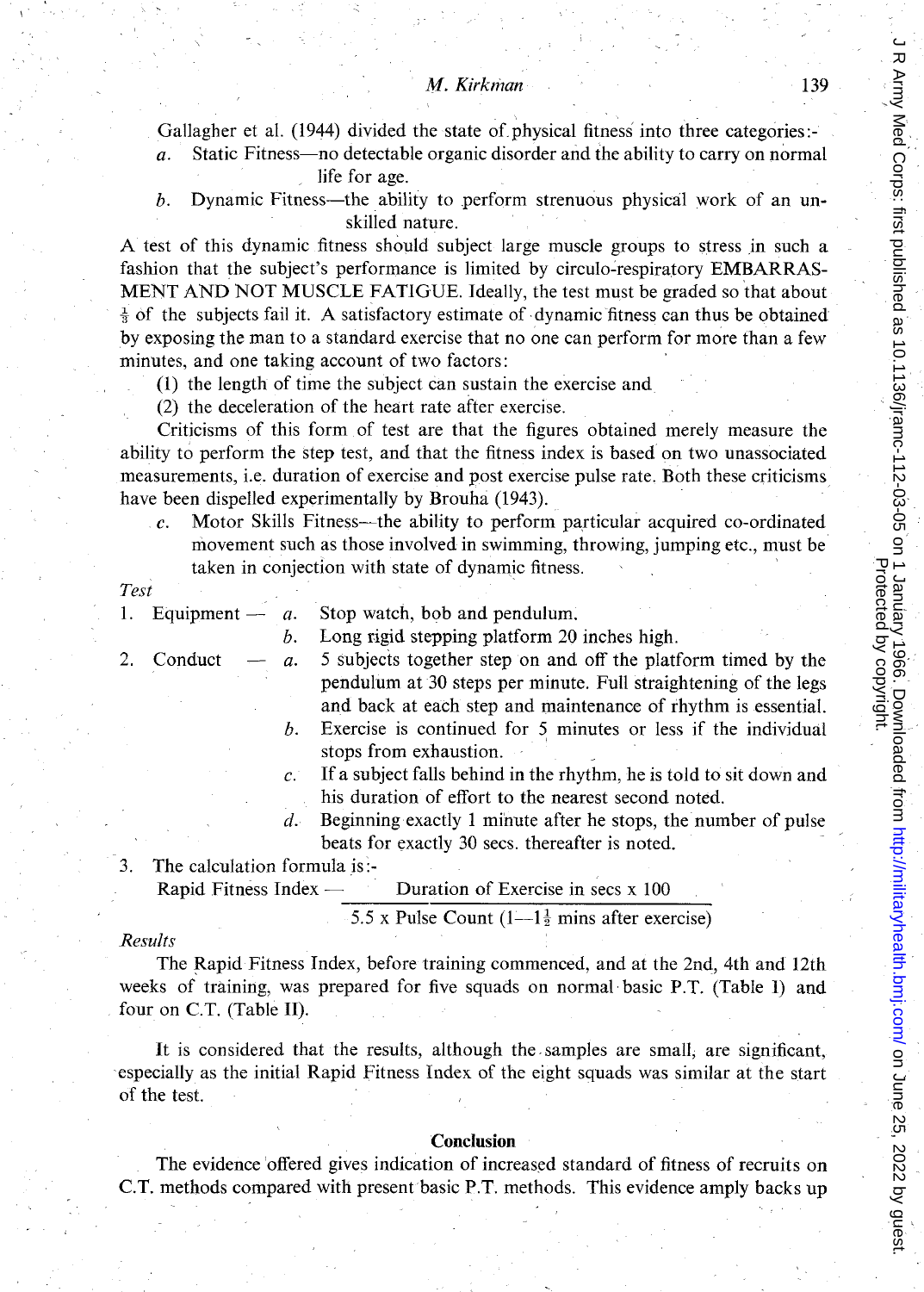Gallagher et al. (1944) divided the state of physical fitness into three categories:-

*a.* Static Fitness—no detectable organic disorder and the ability to carry on normal life for age.

*b.* Dynamic Fitness—the ability to perform strenuous physical work of an unskilled nature.

A test of this dynamic fitness should subject large muscle groups to stress in such a fashion that the subject's performance is limited by circulo-respiratory EMBARRASSMENT AND NOT MUSCLE FATIGUE. Ideally, the test must be graded so that about $\frac{1}{3}$ of the subjects fail it. A satisfactory estimate of dynamic fitness can thus be obtained by exposing the man to a standard exercise that no one can perform for more than a few minutes, and one taking account of two factors:

(1) the length of time the subject can sustain the exercise and

(2) the deceleration of the heart rate after exercise.

Criticisms of this form of test are that the figures obtained merely measure the ability to perform the step test, and that the fitness index is based on two unassociated measurements, i.e. duration of exercise and post exercise pulse rate. Both these criticisms have been dispelled experimentally by Brouha (1943).

*c.* Motor Skills Fitness—the ability to perform particular acquired co-ordinated movement such as those involved in swimming, throwing, jumping etc., must be taken in conjection with state of dynamic fitness.

*Test*

1. Equipment — *a.* Stop watch, bob and pendulum.
   *b.* Long rigid stepping platform 20 inches high.
2. Conduct — *a.* 5 subjects together step on and off the platform timed by the pendulum at 30 steps per minute. Full straightening of the legs and back at each step and maintenance of rhythm is essential.
   *b.* Exercise is continued for 5 minutes or less if the individual stops from exhaustion.
   *c.* If a subject falls behind in the rhythm, he is told to sit down and his duration of effort to the nearest second noted.
   *d.* Beginning exactly 1 minute after he stops, the number of pulse beats for exactly 30 secs. thereafter is noted.
3. The calculation formula is:-

$$\text{Rapid Fitness Index} = \frac{\text{Duration of Exercise in secs} \times 100}{5.5 \times \text{Pulse Count } (1\text{—}1\frac{1}{2} \text{ mins after exercise})}$$

*Results*

The Rapid Fitness Index, before training commenced, and at the 2nd, 4th and 12th weeks of training, was prepared for five squads on normal basic P.T. (Table I) and four on C.T. (Table II).

It is considered that the results, although the samples are small, are significant, especially as the initial Rapid Fitness Index of the eight squads was similar at the start of the test.

## Conclusion

The evidence offered gives indication of increased standard of fitness of recruits on C.T. methods compared with present basic P.T. methods. This evidence amply backs up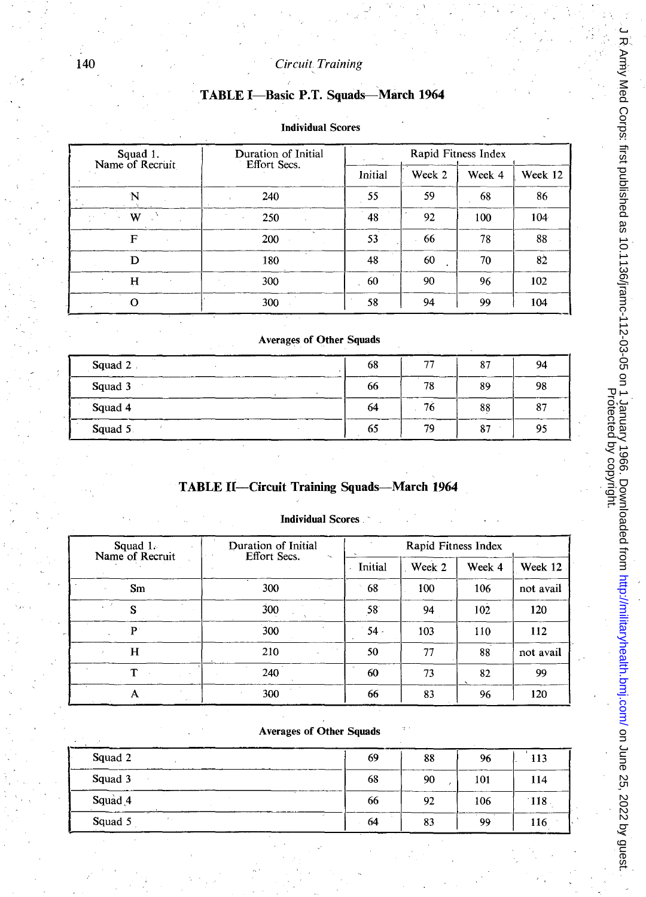## TABLE I—Basic P.T. Squads—March 1964

**Individual Scores**

| Squad 1. Name of Recruit | Duration of Initial Effort Secs. | Rapid Fitness Index | | | |
|---|---|---|---|---|---|
| | | Initial | Week 2 | Week 4 | Week 12 |
| N | 240 | 55 | 59 | 68 | 86 |
| W | 250 | 48 | 92 | 100 | 104 |
| F | 200 | 53 | 66 | 78 | 88 |
| D | 180 | 48 | 60 | 70 | 82 |
| H | 300 | 60 | 90 | 96 | 102 |
| O | 300 | 58 | 94 | 99 | 104 |

**Averages of Other Squads**

| | | | | |
|---|---|---|---|---|
| Squad 2 | 68 | 77 | 87 | 94 |
| Squad 3 | 66 | 78 | 89 | 98 |
| Squad 4 | 64 | 76 | 88 | 87 |
| Squad 5 | 65 | 79 | 87 | 95 |

## TABLE II—Circuit Training Squads—March 1964

**Individual Scores**

| Squad 1. Name of Recruit | Duration of Initial Effort Secs. | Rapid Fitness Index | | | |
|---|---|---|---|---|---|
| | | Initial | Week 2 | Week 4 | Week 12 |
| Sm | 300 | 68 | 100 | 106 | not avail |
| S | 300 | 58 | 94 | 102 | 120 |
| P | 300 | 54 | 103 | 110 | 112 |
| H | 210 | 50 | 77 | 88 | not avail |
| T | 240 | 60 | 73 | 82 | 99 |
| A | 300 | 66 | 83 | 96 | 120 |

**Averages of Other Squads**

| | | | | |
|---|---|---|---|---|
| Squad 2 | 69 | 88 | 96 | 113 |
| Squad 3 | 68 | 90 | 101 | 114 |
| Squad 4 | 66 | 92 | 106 | 118 |
| Squad 5 | 64 | 83 | 99 | 116 |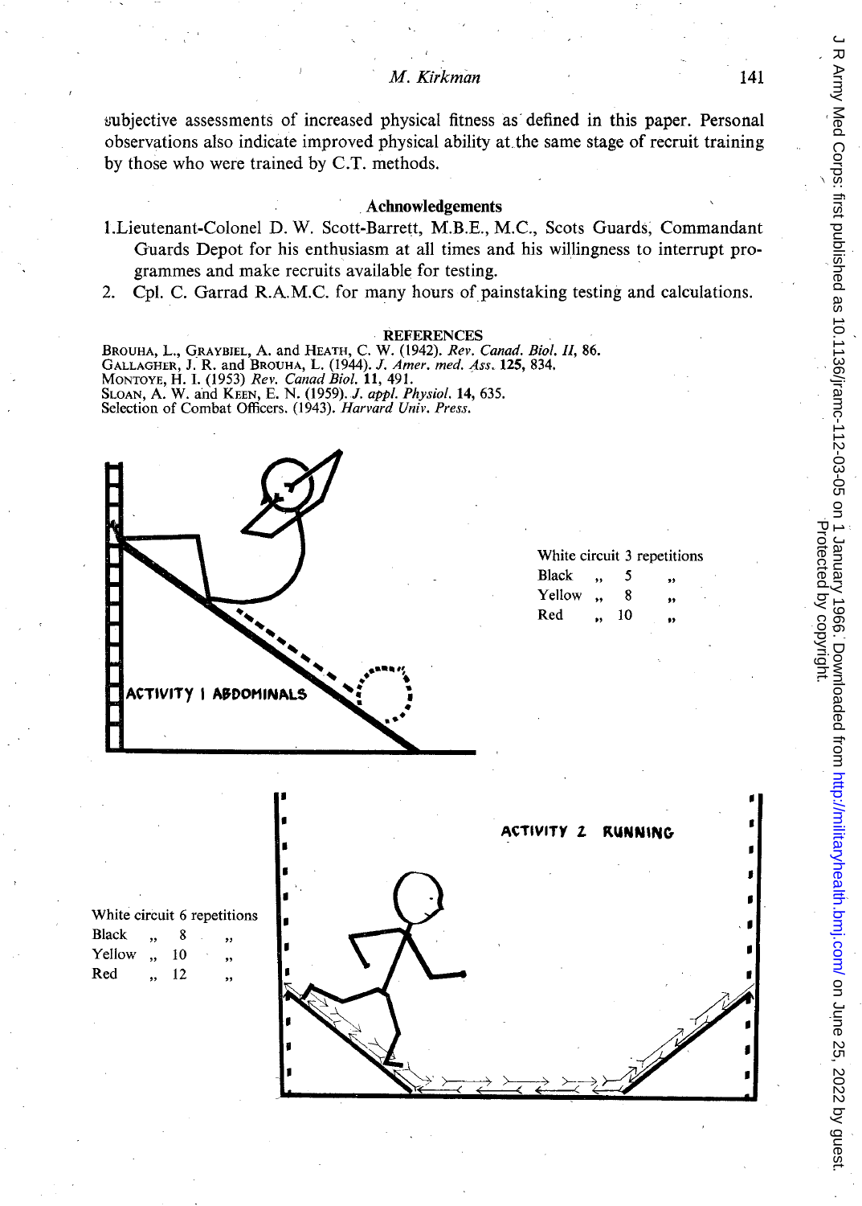subjective assessments of increased physical fitness as defined in this paper. Personal observations also indicate improved physical ability at the same stage of recruit training by those who were trained by C.T. methods.

## Achnowledgements

1. Lieutenant-Colonel D. W. Scott-Barrett, M.B.E., M.C., Scots Guards, Commandant Guards Depot for his enthusiasm at all times and his willingness to interrupt programmes and make recruits available for testing.
2. Cpl. C. Garrad R.A.M.C. for many hours of painstaking testing and calculations.

## REFERENCES

BROUHA, L., GRAYBIEL, A. and HEATH, C. W. (1942). *Rev. Canad. Biol. II*, 86.
GALLAGHER, J. R. and BROUHA, L. (1944). *J. Amer. med. Ass.* **125**, 834.
MONTOYE, H. I. (1953) *Rev. Canad Biol.* **11**, 491.
SLOAN, A. W. and KEEN, E. N. (1959). *J. appl. Physiol.* **14**, 635.
Selection of Combat Officers. (1943). *Harvard Univ. Press.*

ACTIVITY 1 ABDOMINALS

| | |
|---|---|
| White circuit | 3 repetitions |
| Black | 5 |
| Yellow | 8 |
| Red | 10 |

ACTIVITY 2 RUNNING

| | |
|---|---|
| White circuit | 6 repetitions |
| Black | 8 |
| Yellow | 10 |
| Red | 12 |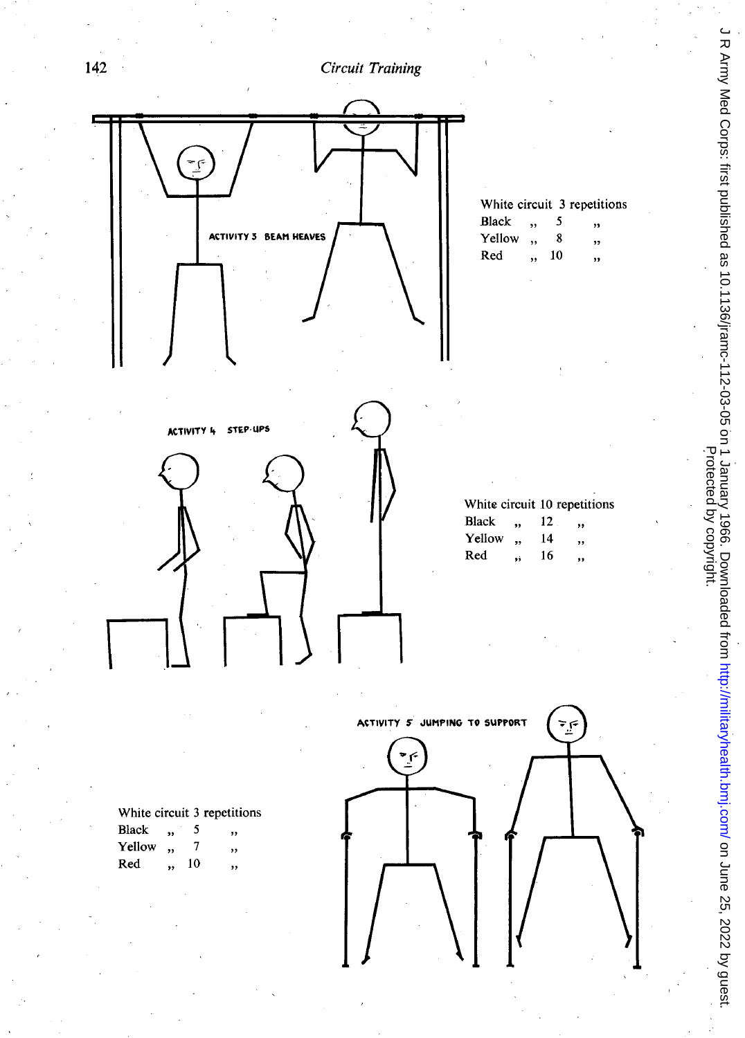ACTIVITY 3 BEAM HEAVES

White circuit 3 repetitions
Black ,, 5 ,,
Yellow ,, 8 ,,
Red ,, 10 ,,

ACTIVITY 4 STEP-UPS

White circuit 10 repetitions
Black ,, 12 ,,
Yellow ,, 14 ,,
Red ,, 16 ,,

ACTIVITY 5 JUMPING TO SUPPORT

White circuit 3 repetitions
Black ,, 5 ,,
Yellow ,, 7 ,,
Red ,, 10 ,,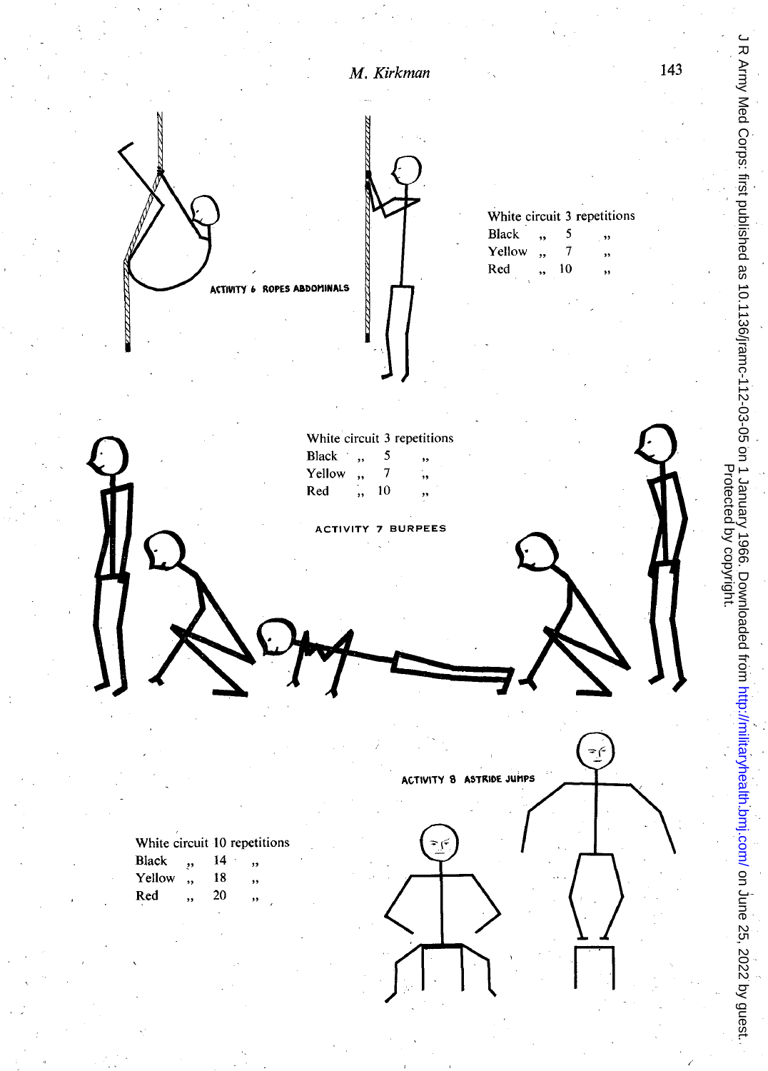ACTIVITY 6 ROPES ABDOMINALS

| | | |
|---|---|---|
| White circuit | 3 | repetitions |
| Black | 5 | ,, |
| Yellow | 7 | ,, |
| Red | 10 | ,, |

ACTIVITY 7 BURPEES

| | | |
|---|---|---|
| White circuit | 3 | repetitions |
| Black | 5 | ,, |
| Yellow | 7 | ,, |
| Red | 10 | ,, |

ACTIVITY 8 ASTRIDE JUMPS

| | | |
|---|---|---|
| White circuit | 10 | repetitions |
| Black | 14 | ,, |
| Yellow | 18 | ,, |
| Red | 20 | ,, |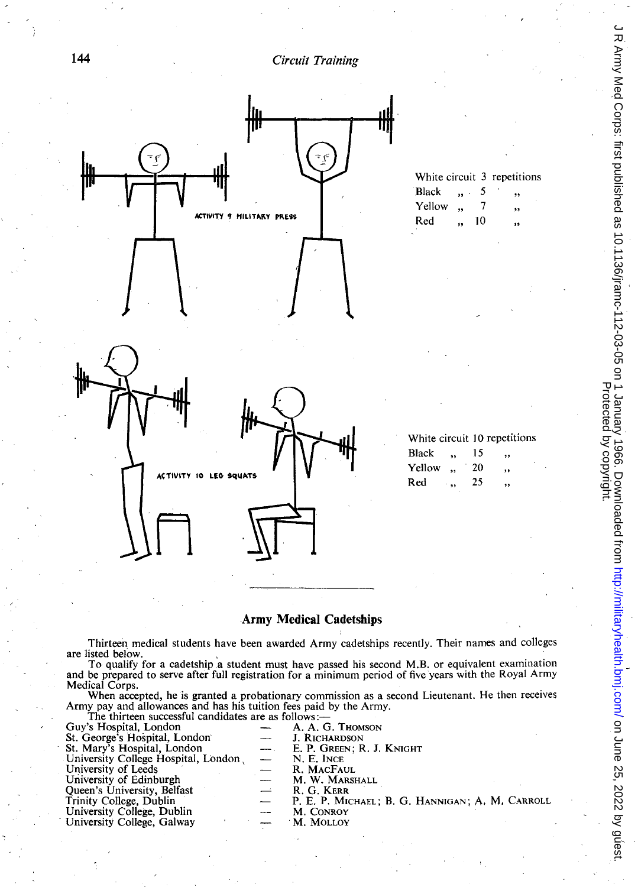ACTIVITY 9 MILITARY PRESS

White circuit 3 repetitions
Black ,, 5 ,,
Yellow ,, 7 ,,
Red ,, 10 ,,

ACTIVITY 10 LEG SQUATS

White circuit 10 repetitions
Black ,, 15 ,,
Yellow ,, 20 ,,
Red ,, 25 ,,

## Army Medical Cadetships

Thirteen medical students have been awarded Army cadetships recently. Their names and colleges are listed below.

To qualify for a cadetship a student must have passed his second M.B. or equivalent examination and be prepared to serve after full registration for a minimum period of five years with the Royal Army Medical Corps.

When accepted, he is granted a probationary commission as a second Lieutenant. He then receives Army pay and allowances and has his tuition fees paid by the Army.

The thirteen successful candidates are as follows:—

| | | |
|---|---|---|
| Guy's Hospital, London | — | A. A. G. Thomson |
| St. George's Hospital, London | — | J. Richardson |
| St. Mary's Hospital, London | — | E. P. Green; R. J. Knight |
| University College Hospital, London | — | N. E. Ince |
| University of Leeds | — | R. MacFaul |
| University of Edinburgh | — | M. W. Marshall |
| Queen's University, Belfast | — | R. G. Kerr |
| Trinity College, Dublin | — | P. E. P. Michael; B. G. Hannigan; A. M. Carroll |
| University College, Dublin | — | M. Conroy |
| University College, Galway | — | M. Molloy |